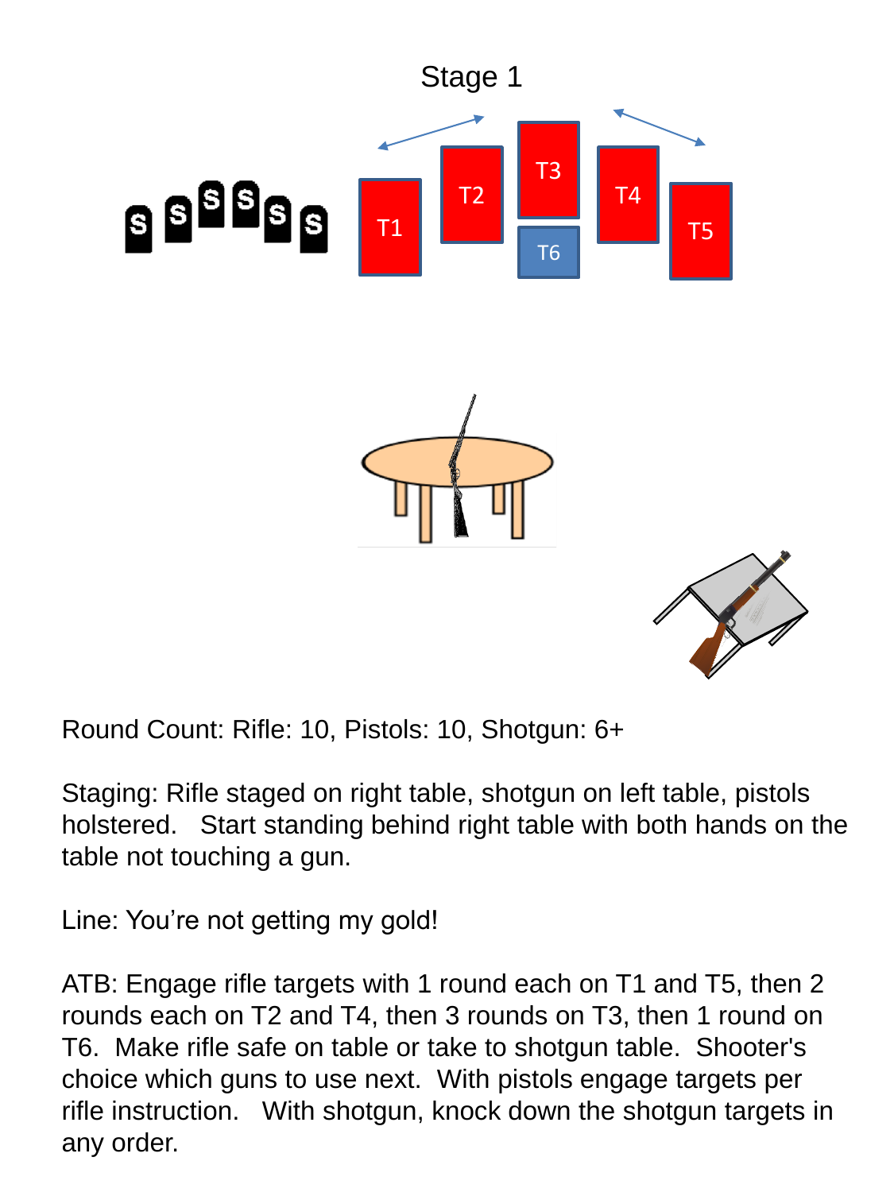# Stage 1

Round Count: Rifle: 10, Pistols: 10, Shotgun: 6+

Staging: Rifle staged on right table, shotgun on left table, pistols holstered. Start standing behind right table with both hands on the table not touching a gun.

Line: You're not getting my gold!

ATB: Engage rifle targets with 1 round each on T1 and T5, then 2 rounds each on T2 and T4, then 3 rounds on T3, then 1 round on T6. Make rifle safe on table or take to shotgun table. Shooter's choice which guns to use next. With pistols engage targets per rifle instruction. With shotgun, knock down the shotgun targets in any order.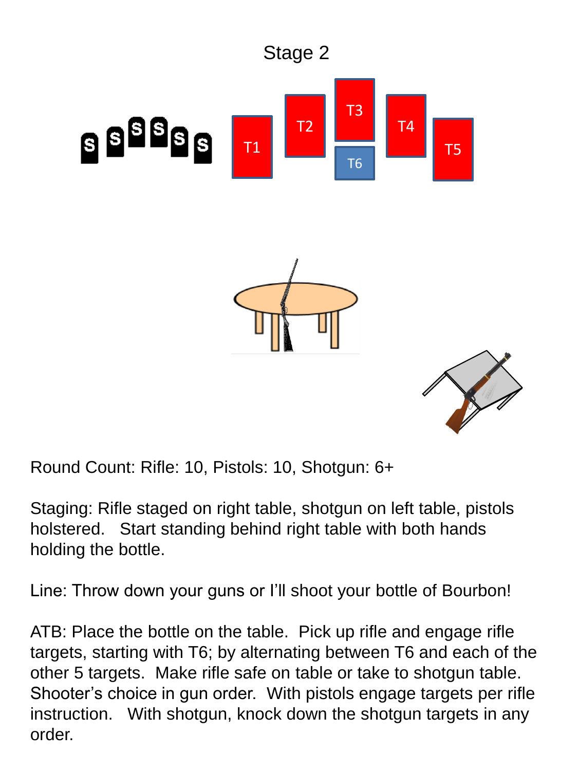# Stage 2

Round Count: Rifle: 10, Pistols: 10, Shotgun: 6+

Staging: Rifle staged on right table, shotgun on left table, pistols holstered. Start standing behind right table with both hands holding the bottle.

Line: Throw down your guns or I'll shoot your bottle of Bourbon!

ATB: Place the bottle on the table. Pick up rifle and engage rifle targets, starting with T6; by alternating between T6 and each of the other 5 targets. Make rifle safe on table or take to shotgun table. Shooter's choice in gun order. With pistols engage targets per rifle instruction. With shotgun, knock down the shotgun targets in any order.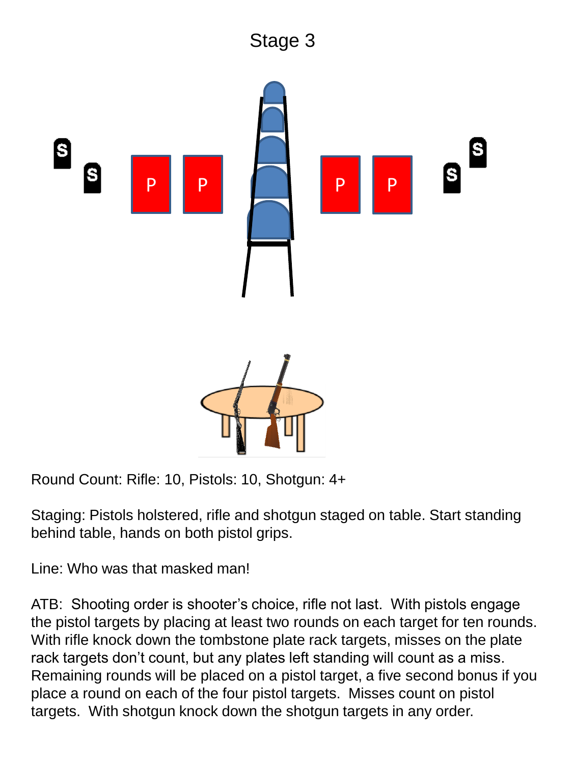# Stage 3

Round Count: Rifle: 10, Pistols: 10, Shotgun: 4+

Staging: Pistols holstered, rifle and shotgun staged on table. Start standing behind table, hands on both pistol grips.

Line: Who was that masked man!

ATB: Shooting order is shooter's choice, rifle not last. With pistols engage the pistol targets by placing at least two rounds on each target for ten rounds. With rifle knock down the tombstone plate rack targets, misses on the plate rack targets don't count, but any plates left standing will count as a miss. Remaining rounds will be placed on a pistol target, a five second bonus if you place a round on each of the four pistol targets. Misses count on pistol targets. With shotgun knock down the shotgun targets in any order.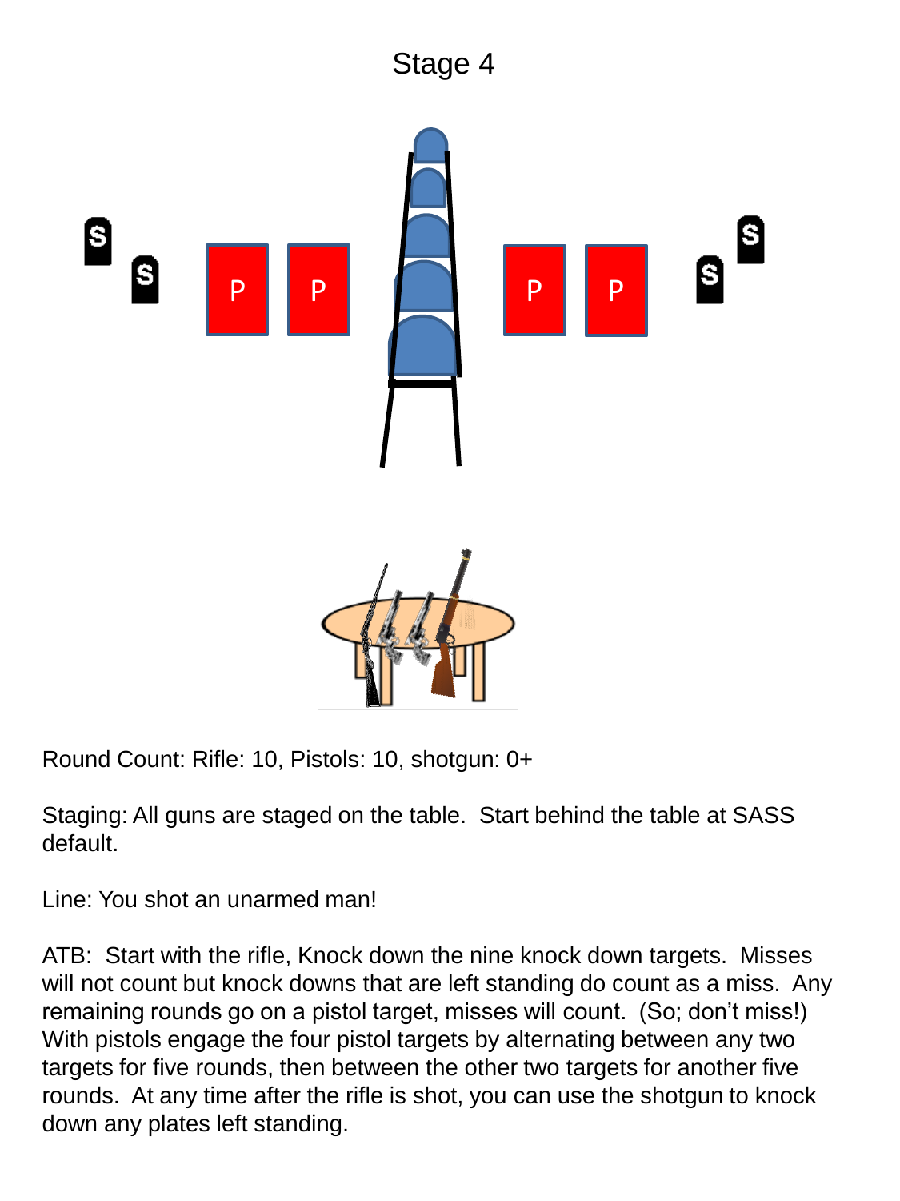# Stage 4

Round Count: Rifle: 10, Pistols: 10, shotgun: 0+

Staging: All guns are staged on the table. Start behind the table at SASS default.

Line: You shot an unarmed man!

ATB: Start with the rifle, Knock down the nine knock down targets. Misses will not count but knock downs that are left standing do count as a miss. Any remaining rounds go on a pistol target, misses will count. (So; don't miss!) With pistols engage the four pistol targets by alternating between any two targets for five rounds, then between the other two targets for another five rounds. At any time after the rifle is shot, you can use the shotgun to knock down any plates left standing.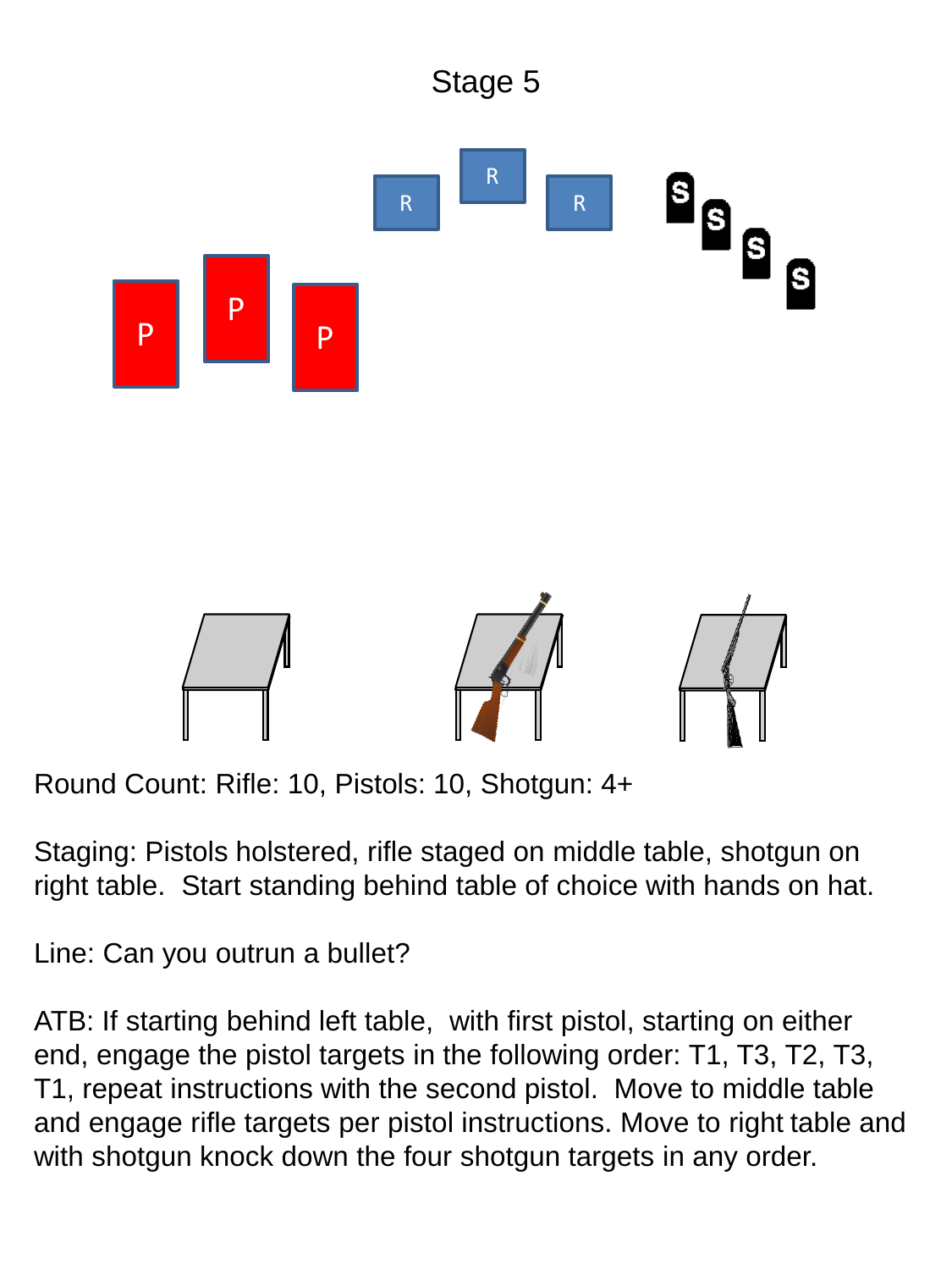# Stage 5

Round Count: Rifle: 10, Pistols: 10, Shotgun: 4+

Staging: Pistols holstered, rifle staged on middle table, shotgun on right table. Start standing behind table of choice with hands on hat.

Line: Can you outrun a bullet?

ATB: If starting behind left table, with first pistol, starting on either end, engage the pistol targets in the following order: T1, T3, T2, T3, T1, repeat instructions with the second pistol. Move to middle table and engage rifle targets per pistol instructions. Move to right table and with shotgun knock down the four shotgun targets in any order.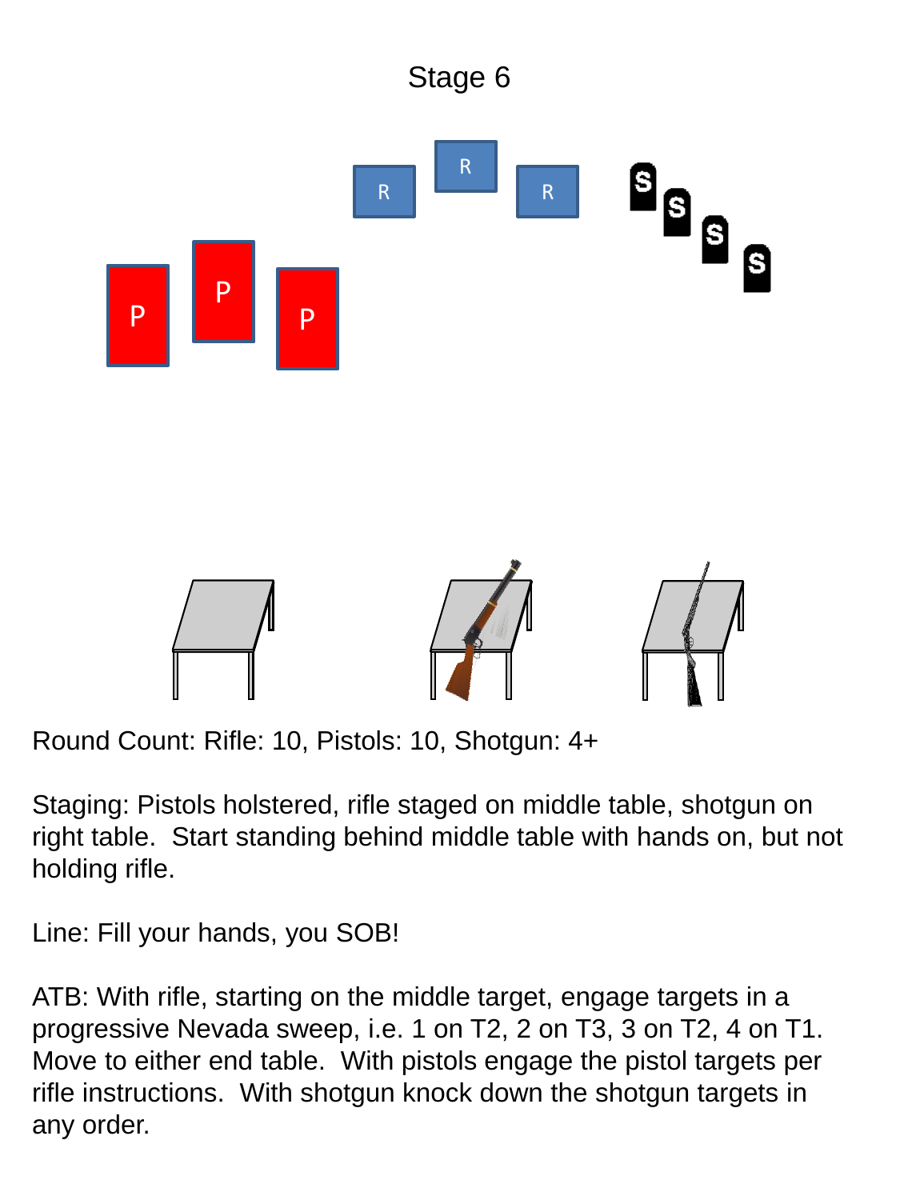# Stage 6

Round Count: Rifle: 10, Pistols: 10, Shotgun: 4+

Staging: Pistols holstered, rifle staged on middle table, shotgun on right table. Start standing behind middle table with hands on, but not holding rifle.

Line: Fill your hands, you SOB!

ATB: With rifle, starting on the middle target, engage targets in a progressive Nevada sweep, i.e. 1 on T2, 2 on T3, 3 on T2, 4 on T1. Move to either end table. With pistols engage the pistol targets per rifle instructions. With shotgun knock down the shotgun targets in any order.